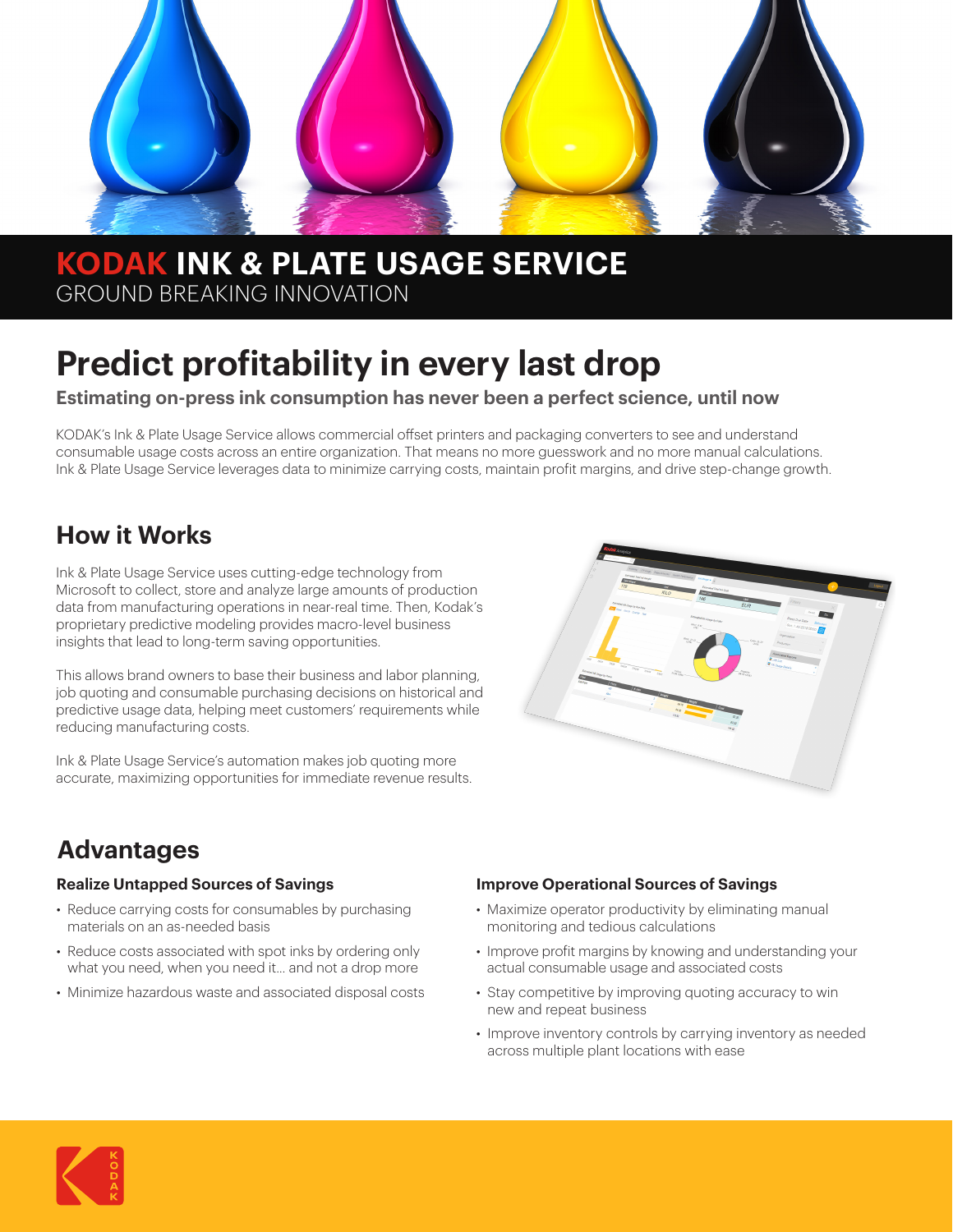# KODAK INK & PLATE USAGE SERVICE

GROUND BREAKING INNOVATION

## Predict profitability in every last drop

**Estimating on-press ink consumption has never been a perfect science, until now**

KODAK's Ink & Plate Usage Service allows commercial offset printers and packaging converters to see and understand consumable usage costs across an entire organization. That means no more guesswork and no more manual calculations. Ink & Plate Usage Service leverages data to minimize carrying costs, maintain profit margins, and drive step-change growth.

## How it Works

Ink & Plate Usage Service uses cutting-edge technology from Microsoft to collect, store and analyze large amounts of production data from manufacturing operations in near-real time. Then, Kodak's proprietary predictive modeling provides macro-level business insights that lead to long-term saving opportunities.

This allows brand owners to base their business and labor planning, job quoting and consumable purchasing decisions on historical and predictive usage data, helping meet customers' requirements while reducing manufacturing costs.

Ink & Plate Usage Service's automation makes job quoting more accurate, maximizing opportunities for immediate revenue results.

## Advantages

### Realize Untapped Sources of Savings

- Reduce carrying costs for consumables by purchasing materials on an as-needed basis
- Reduce costs associated with spot inks by ordering only what you need, when you need it… and not a drop more
- Minimize hazardous waste and associated disposal costs

### Improve Operational Sources of Savings

- Maximize operator productivity by eliminating manual monitoring and tedious calculations
- Improve profit margins by knowing and understanding your actual consumable usage and associated costs
- Stay competitive by improving quoting accuracy to win new and repeat business
- Improve inventory controls by carrying inventory as needed across multiple plant locations with ease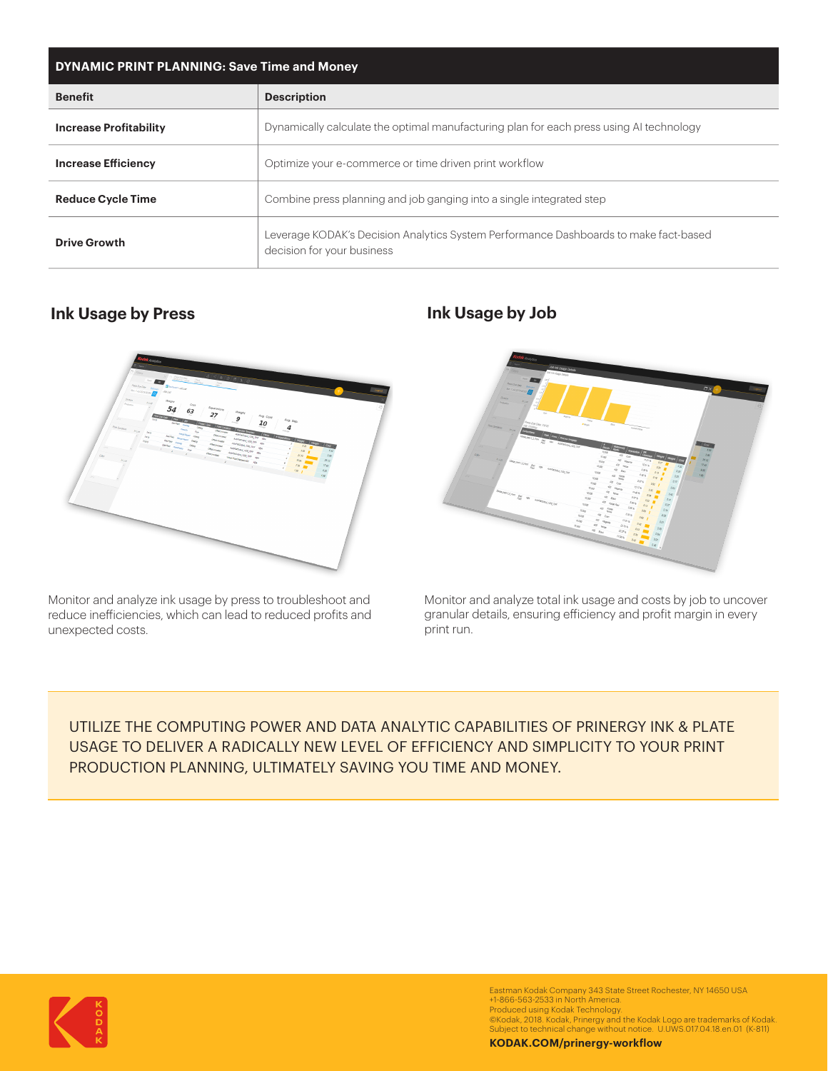| DYNAMIC PRINT PLANNING: Save Time and Money | |
|---|---|
| **Benefit** | **Description** |
| **Increase Profitability** | Dynamically calculate the optimal manufacturing plan for each press using AI technology |
| **Increase Efficiency** | Optimize your e-commerce or time driven print workflow |
| **Reduce Cycle Time** | Combine press planning and job ganging into a single integrated step |
| **Drive Growth** | Leverage KODAK's Decision Analytics System Performance Dashboards to make fact-based decision for your business |

## Ink Usage by Press

Monitor and analyze ink usage by press to troubleshoot and reduce inefficiencies, which can lead to reduced profits and unexpected costs.

## Ink Usage by Job

Monitor and analyze total ink usage and costs by job to uncover granular details, ensuring efficiency and profit margin in every print run.

UTILIZE THE COMPUTING POWER AND DATA ANALYTIC CAPABILITIES OF PRINERGY INK & PLATE USAGE TO DELIVER A RADICALLY NEW LEVEL OF EFFICIENCY AND SIMPLICITY TO YOUR PRINT PRODUCTION PLANNING, ULTIMATELY SAVING YOU TIME AND MONEY.

Eastman Kodak Company 343 State Street Rochester, NY 14650 USA
+1-866-563-2533 in North America.
Produced using Kodak Technology.
©Kodak, 2018. Kodak, Prinergy and the Kodak Logo are trademarks of Kodak.
Subject to technical change without notice. U.UWS.017.04.18.en.01 (K-811)

**KODAK.COM/prinergy-workflow**